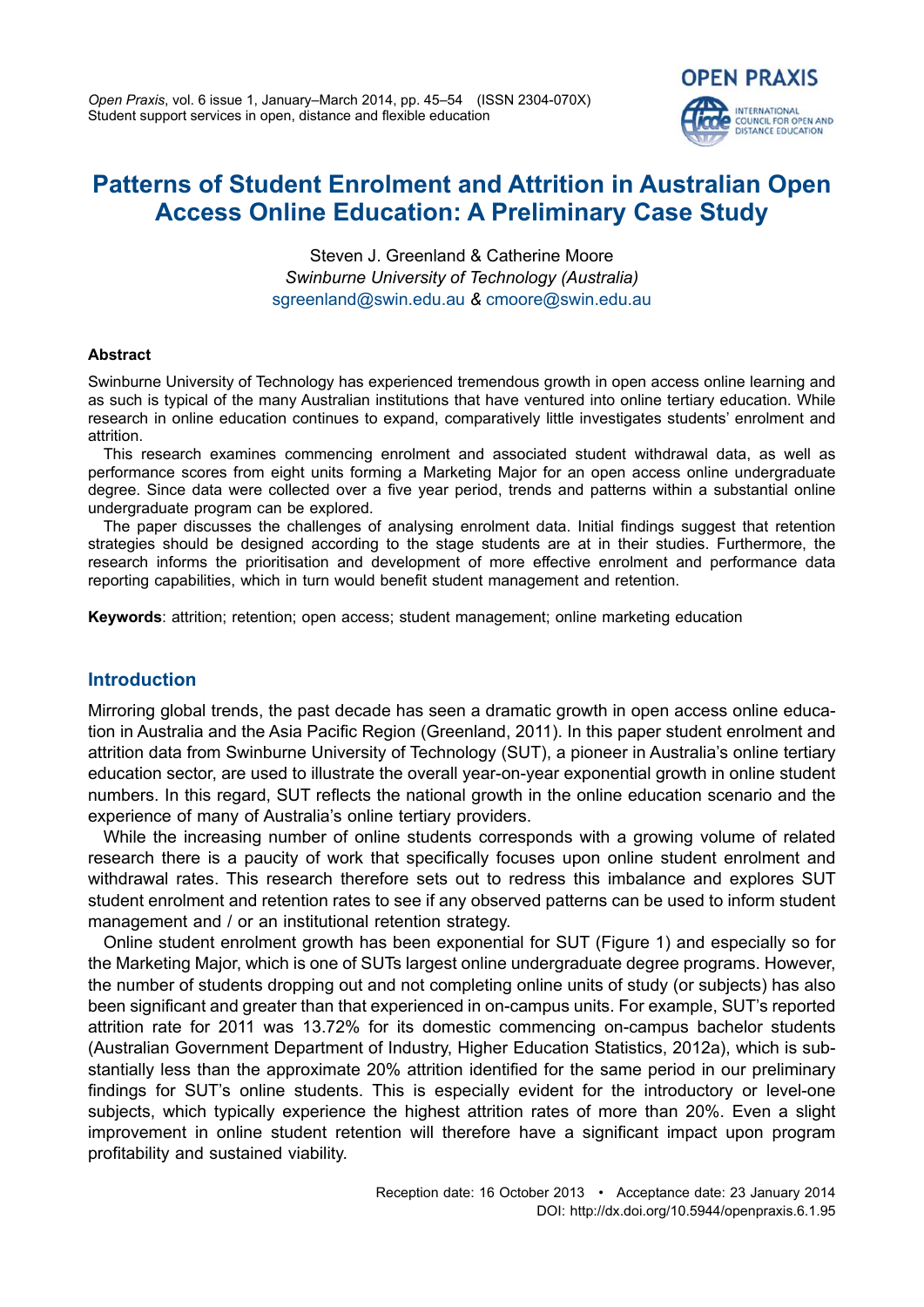# Patterns of Student Enrolment and Attrition in Australian Open Access Online Education: A Preliminary Case Study

Steven J. Greenland & Catherine Moore
*Swinburne University of Technology (Australia)*
sgreenland@swin.edu.au & cmoore@swin.edu.au

**Abstract**

Swinburne University of Technology has experienced tremendous growth in open access online learning and as such is typical of the many Australian institutions that have ventured into online tertiary education. While research in online education continues to expand, comparatively little investigates students' enrolment and attrition.

This research examines commencing enrolment and associated student withdrawal data, as well as performance scores from eight units forming a Marketing Major for an open access online undergraduate degree. Since data were collected over a five year period, trends and patterns within a substantial online undergraduate program can be explored.

The paper discusses the challenges of analysing enrolment data. Initial findings suggest that retention strategies should be designed according to the stage students are at in their studies. Furthermore, the research informs the prioritisation and development of more effective enrolment and performance data reporting capabilities, which in turn would benefit student management and retention.

**Keywords**: attrition; retention; open access; student management; online marketing education

## Introduction

Mirroring global trends, the past decade has seen a dramatic growth in open access online education in Australia and the Asia Pacific Region (Greenland, 2011). In this paper student enrolment and attrition data from Swinburne University of Technology (SUT), a pioneer in Australia's online tertiary education sector, are used to illustrate the overall year-on-year exponential growth in online student numbers. In this regard, SUT reflects the national growth in the online education scenario and the experience of many of Australia's online tertiary providers.

While the increasing number of online students corresponds with a growing volume of related research there is a paucity of work that specifically focuses upon online student enrolment and withdrawal rates. This research therefore sets out to redress this imbalance and explores SUT student enrolment and retention rates to see if any observed patterns can be used to inform student management and / or an institutional retention strategy.

Online student enrolment growth has been exponential for SUT (Figure 1) and especially so for the Marketing Major, which is one of SUTs largest online undergraduate degree programs. However, the number of students dropping out and not completing online units of study (or subjects) has also been significant and greater than that experienced in on-campus units. For example, SUT's reported attrition rate for 2011 was 13.72% for its domestic commencing on-campus bachelor students (Australian Government Department of Industry, Higher Education Statistics, 2012a), which is substantially less than the approximate 20% attrition identified for the same period in our preliminary findings for SUT's online students. This is especially evident for the introductory or level-one subjects, which typically experience the highest attrition rates of more than 20%. Even a slight improvement in online student retention will therefore have a significant impact upon program profitability and sustained viability.

Reception date: 16 October 2013 • Acceptance date: 23 January 2014
DOI: http://dx.doi.org/10.5944/openpraxis.6.1.95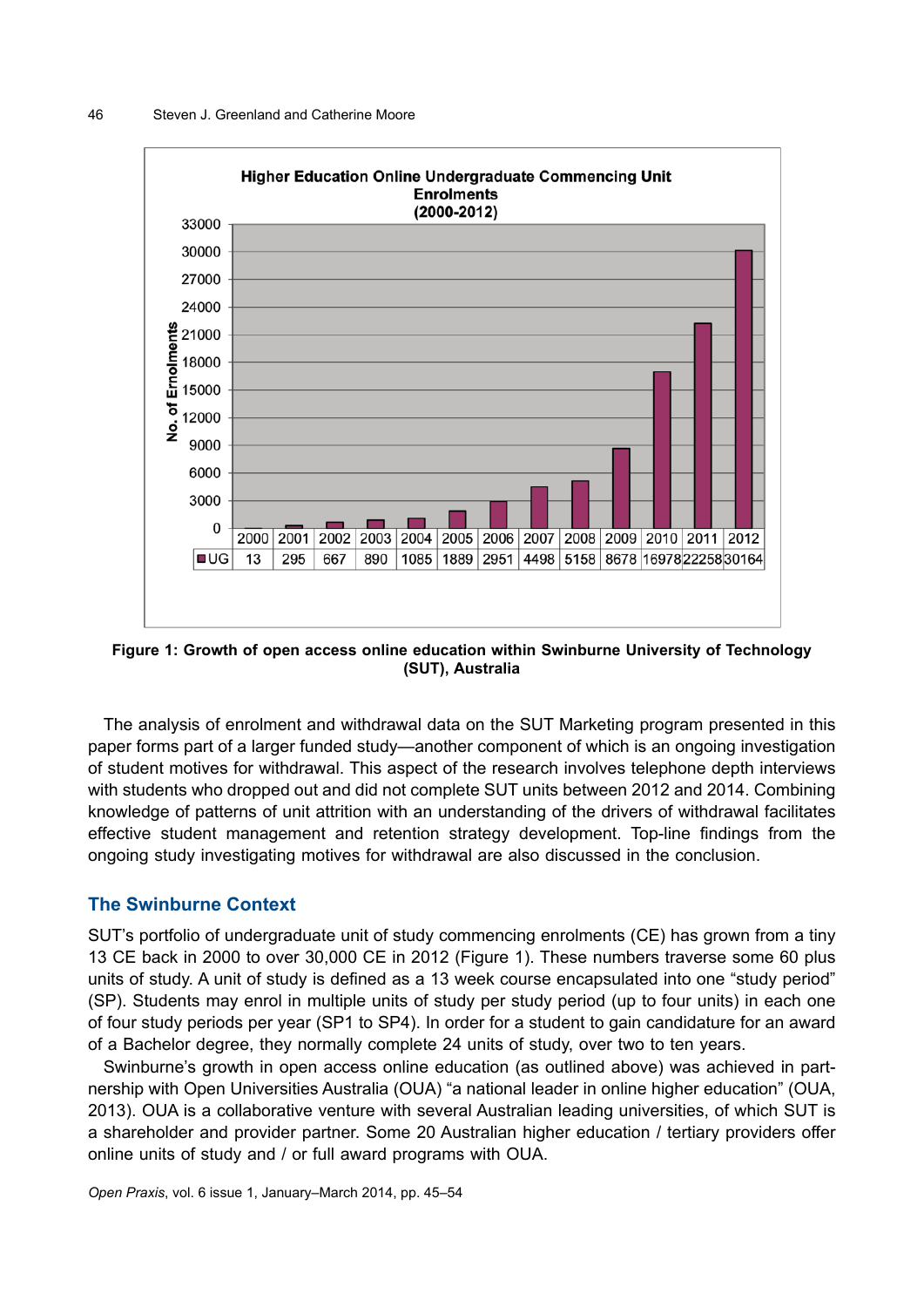**Higher Education Online Undergraduate Commencing Unit Enrolments (2000-2012)**

| | 2000 | 2001 | 2002 | 2003 | 2004 | 2005 | 2006 | 2007 | 2008 | 2009 | 2010 | 2011 | 2012 |
|---|---|---|---|---|---|---|---|---|---|---|---|---|---|
| UG | 13 | 295 | 667 | 890 | 1085 | 1889 | 2951 | 4498 | 5158 | 8678 | 16978 | 22258 | 30164 |

**Figure 1: Growth of open access online education within Swinburne University of Technology (SUT), Australia**

The analysis of enrolment and withdrawal data on the SUT Marketing program presented in this paper forms part of a larger funded study—another component of which is an ongoing investigation of student motives for withdrawal. This aspect of the research involves telephone depth interviews with students who dropped out and did not complete SUT units between 2012 and 2014. Combining knowledge of patterns of unit attrition with an understanding of the drivers of withdrawal facilitates effective student management and retention strategy development. Top-line findings from the ongoing study investigating motives for withdrawal are also discussed in the conclusion.

## The Swinburne Context

SUT's portfolio of undergraduate unit of study commencing enrolments (CE) has grown from a tiny 13 CE back in 2000 to over 30,000 CE in 2012 (Figure 1). These numbers traverse some 60 plus units of study. A unit of study is defined as a 13 week course encapsulated into one "study period" (SP). Students may enrol in multiple units of study per study period (up to four units) in each one of four study periods per year (SP1 to SP4). In order for a student to gain candidature for an award of a Bachelor degree, they normally complete 24 units of study, over two to ten years.

Swinburne's growth in open access online education (as outlined above) was achieved in partnership with Open Universities Australia (OUA) "a national leader in online higher education" (OUA, 2013). OUA is a collaborative venture with several Australian leading universities, of which SUT is a shareholder and provider partner. Some 20 Australian higher education / tertiary providers offer online units of study and / or full award programs with OUA.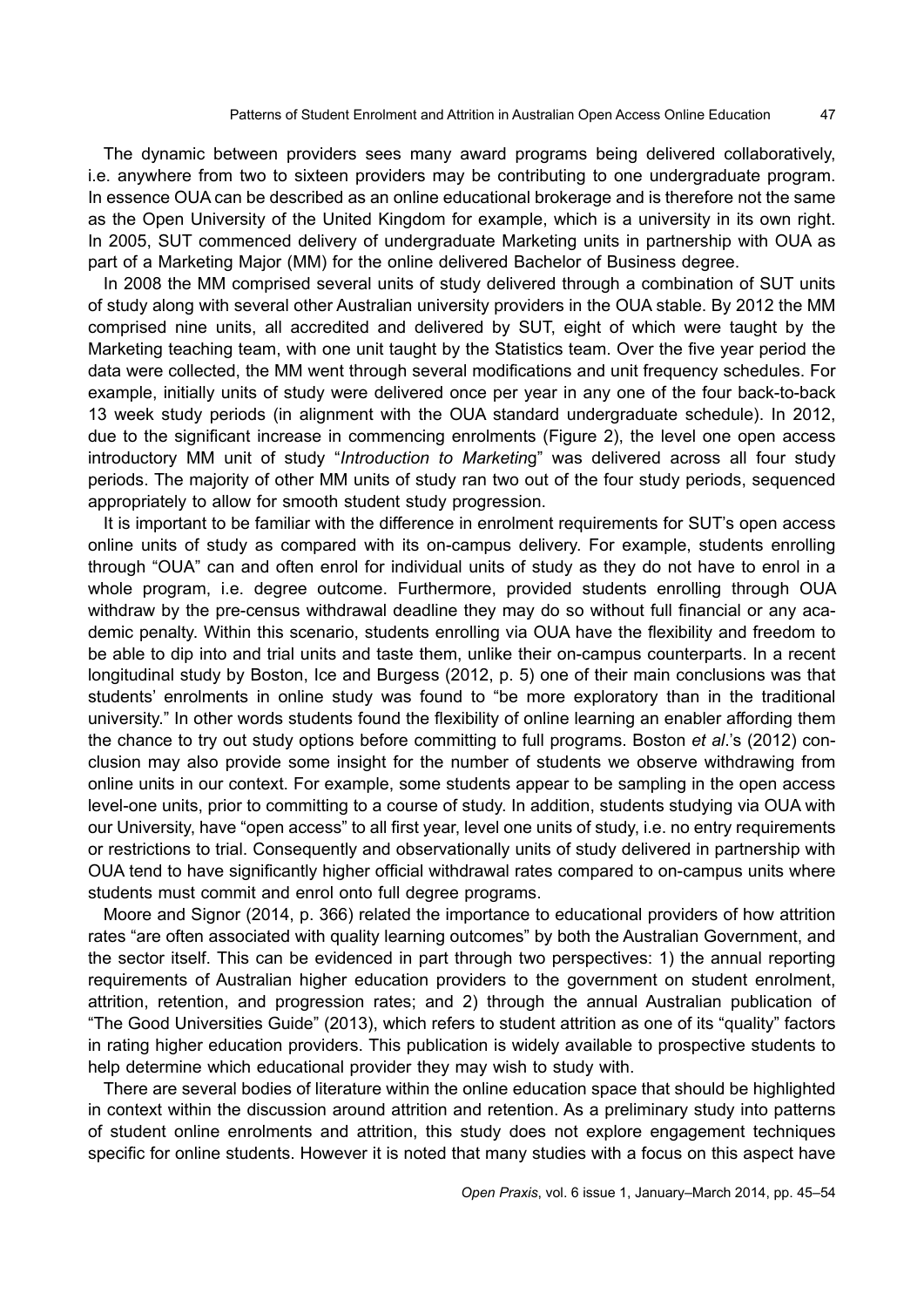The dynamic between providers sees many award programs being delivered collaboratively, i.e. anywhere from two to sixteen providers may be contributing to one undergraduate program. In essence OUA can be described as an online educational brokerage and is therefore not the same as the Open University of the United Kingdom for example, which is a university in its own right. In 2005, SUT commenced delivery of undergraduate Marketing units in partnership with OUA as part of a Marketing Major (MM) for the online delivered Bachelor of Business degree.

In 2008 the MM comprised several units of study delivered through a combination of SUT units of study along with several other Australian university providers in the OUA stable. By 2012 the MM comprised nine units, all accredited and delivered by SUT, eight of which were taught by the Marketing teaching team, with one unit taught by the Statistics team. Over the five year period the data were collected, the MM went through several modifications and unit frequency schedules. For example, initially units of study were delivered once per year in any one of the four back-to-back 13 week study periods (in alignment with the OUA standard undergraduate schedule). In 2012, due to the significant increase in commencing enrolments (Figure 2), the level one open access introductory MM unit of study "*Introduction to Marketin*g" was delivered across all four study periods. The majority of other MM units of study ran two out of the four study periods, sequenced appropriately to allow for smooth student study progression.

It is important to be familiar with the difference in enrolment requirements for SUT's open access online units of study as compared with its on-campus delivery. For example, students enrolling through "OUA" can and often enrol for individual units of study as they do not have to enrol in a whole program, i.e. degree outcome. Furthermore, provided students enrolling through OUA withdraw by the pre-census withdrawal deadline they may do so without full financial or any academic penalty. Within this scenario, students enrolling via OUA have the flexibility and freedom to be able to dip into and trial units and taste them, unlike their on-campus counterparts. In a recent longitudinal study by Boston, Ice and Burgess (2012, p. 5) one of their main conclusions was that students' enrolments in online study was found to "be more exploratory than in the traditional university." In other words students found the flexibility of online learning an enabler affording them the chance to try out study options before committing to full programs. Boston *et al*.'s (2012) conclusion may also provide some insight for the number of students we observe withdrawing from online units in our context. For example, some students appear to be sampling in the open access level-one units, prior to committing to a course of study. In addition, students studying via OUA with our University, have "open access" to all first year, level one units of study, i.e. no entry requirements or restrictions to trial. Consequently and observationally units of study delivered in partnership with OUA tend to have significantly higher official withdrawal rates compared to on-campus units where students must commit and enrol onto full degree programs.

Moore and Signor (2014, p. 366) related the importance to educational providers of how attrition rates "are often associated with quality learning outcomes" by both the Australian Government, and the sector itself. This can be evidenced in part through two perspectives: 1) the annual reporting requirements of Australian higher education providers to the government on student enrolment, attrition, retention, and progression rates; and 2) through the annual Australian publication of "The Good Universities Guide" (2013), which refers to student attrition as one of its "quality" factors in rating higher education providers. This publication is widely available to prospective students to help determine which educational provider they may wish to study with.

There are several bodies of literature within the online education space that should be highlighted in context within the discussion around attrition and retention. As a preliminary study into patterns of student online enrolments and attrition, this study does not explore engagement techniques specific for online students. However it is noted that many studies with a focus on this aspect have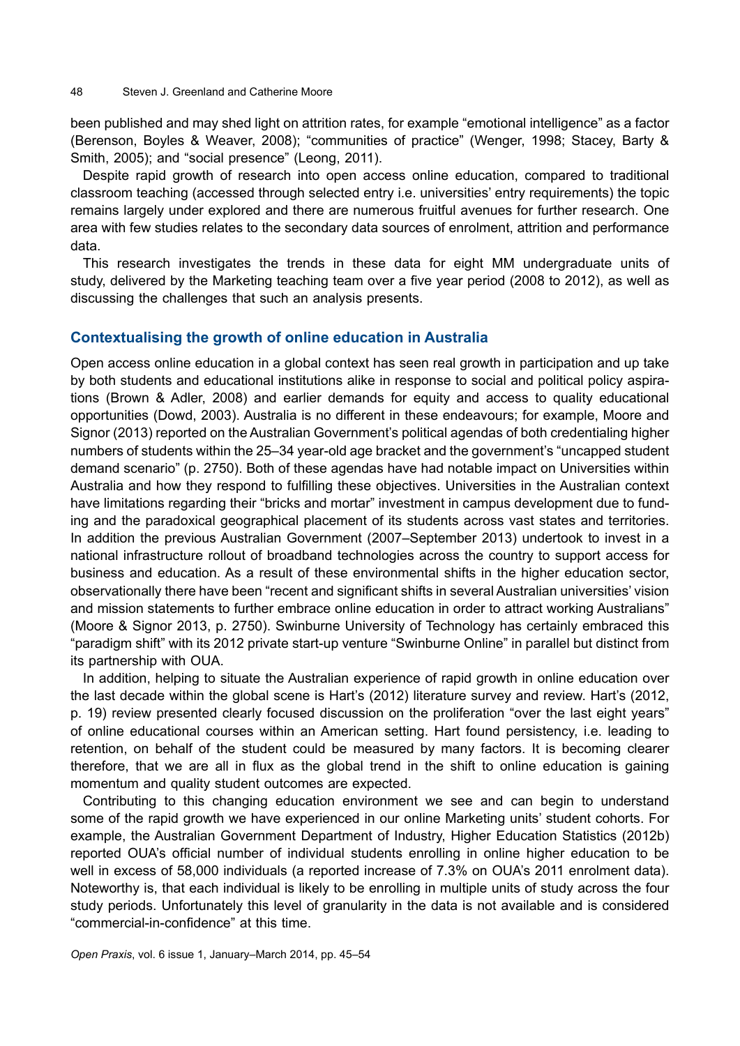been published and may shed light on attrition rates, for example "emotional intelligence" as a factor (Berenson, Boyles & Weaver, 2008); "communities of practice" (Wenger, 1998; Stacey, Barty & Smith, 2005); and "social presence" (Leong, 2011).

Despite rapid growth of research into open access online education, compared to traditional classroom teaching (accessed through selected entry i.e. universities' entry requirements) the topic remains largely under explored and there are numerous fruitful avenues for further research. One area with few studies relates to the secondary data sources of enrolment, attrition and performance data.

This research investigates the trends in these data for eight MM undergraduate units of study, delivered by the Marketing teaching team over a five year period (2008 to 2012), as well as discussing the challenges that such an analysis presents.

## Contextualising the growth of online education in Australia

Open access online education in a global context has seen real growth in participation and up take by both students and educational institutions alike in response to social and political policy aspirations (Brown & Adler, 2008) and earlier demands for equity and access to quality educational opportunities (Dowd, 2003). Australia is no different in these endeavours; for example, Moore and Signor (2013) reported on the Australian Government's political agendas of both credentialing higher numbers of students within the 25–34 year-old age bracket and the government's "uncapped student demand scenario" (p. 2750). Both of these agendas have had notable impact on Universities within Australia and how they respond to fulfilling these objectives. Universities in the Australian context have limitations regarding their "bricks and mortar" investment in campus development due to funding and the paradoxical geographical placement of its students across vast states and territories. In addition the previous Australian Government (2007–September 2013) undertook to invest in a national infrastructure rollout of broadband technologies across the country to support access for business and education. As a result of these environmental shifts in the higher education sector, observationally there have been "recent and significant shifts in several Australian universities' vision and mission statements to further embrace online education in order to attract working Australians" (Moore & Signor 2013, p. 2750). Swinburne University of Technology has certainly embraced this "paradigm shift" with its 2012 private start-up venture "Swinburne Online" in parallel but distinct from its partnership with OUA.

In addition, helping to situate the Australian experience of rapid growth in online education over the last decade within the global scene is Hart's (2012) literature survey and review. Hart's (2012, p. 19) review presented clearly focused discussion on the proliferation "over the last eight years" of online educational courses within an American setting. Hart found persistency, i.e. leading to retention, on behalf of the student could be measured by many factors. It is becoming clearer therefore, that we are all in flux as the global trend in the shift to online education is gaining momentum and quality student outcomes are expected.

Contributing to this changing education environment we see and can begin to understand some of the rapid growth we have experienced in our online Marketing units' student cohorts. For example, the Australian Government Department of Industry, Higher Education Statistics (2012b) reported OUA's official number of individual students enrolling in online higher education to be well in excess of 58,000 individuals (a reported increase of 7.3% on OUA's 2011 enrolment data). Noteworthy is, that each individual is likely to be enrolling in multiple units of study across the four study periods. Unfortunately this level of granularity in the data is not available and is considered "commercial-in-confidence" at this time.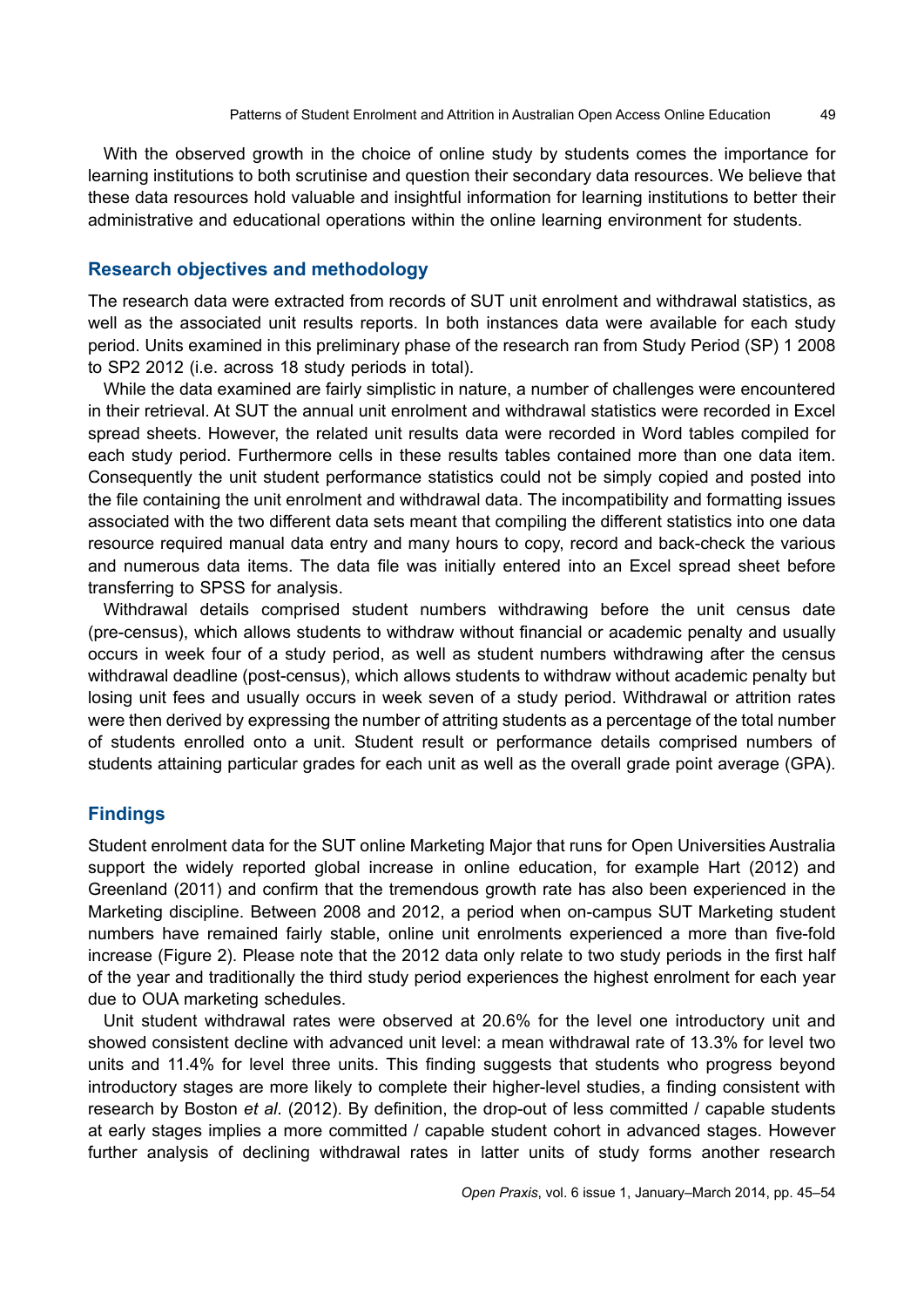With the observed growth in the choice of online study by students comes the importance for learning institutions to both scrutinise and question their secondary data resources. We believe that these data resources hold valuable and insightful information for learning institutions to better their administrative and educational operations within the online learning environment for students.

## Research objectives and methodology

The research data were extracted from records of SUT unit enrolment and withdrawal statistics, as well as the associated unit results reports. In both instances data were available for each study period. Units examined in this preliminary phase of the research ran from Study Period (SP) 1 2008 to SP2 2012 (i.e. across 18 study periods in total).

While the data examined are fairly simplistic in nature, a number of challenges were encountered in their retrieval. At SUT the annual unit enrolment and withdrawal statistics were recorded in Excel spread sheets. However, the related unit results data were recorded in Word tables compiled for each study period. Furthermore cells in these results tables contained more than one data item. Consequently the unit student performance statistics could not be simply copied and posted into the file containing the unit enrolment and withdrawal data. The incompatibility and formatting issues associated with the two different data sets meant that compiling the different statistics into one data resource required manual data entry and many hours to copy, record and back-check the various and numerous data items. The data file was initially entered into an Excel spread sheet before transferring to SPSS for analysis.

Withdrawal details comprised student numbers withdrawing before the unit census date (pre-census), which allows students to withdraw without financial or academic penalty and usually occurs in week four of a study period, as well as student numbers withdrawing after the census withdrawal deadline (post-census), which allows students to withdraw without academic penalty but losing unit fees and usually occurs in week seven of a study period. Withdrawal or attrition rates were then derived by expressing the number of attriting students as a percentage of the total number of students enrolled onto a unit. Student result or performance details comprised numbers of students attaining particular grades for each unit as well as the overall grade point average (GPA).

## Findings

Student enrolment data for the SUT online Marketing Major that runs for Open Universities Australia support the widely reported global increase in online education, for example Hart (2012) and Greenland (2011) and confirm that the tremendous growth rate has also been experienced in the Marketing discipline. Between 2008 and 2012, a period when on-campus SUT Marketing student numbers have remained fairly stable, online unit enrolments experienced a more than five-fold increase (Figure 2). Please note that the 2012 data only relate to two study periods in the first half of the year and traditionally the third study period experiences the highest enrolment for each year due to OUA marketing schedules.

Unit student withdrawal rates were observed at 20.6% for the level one introductory unit and showed consistent decline with advanced unit level: a mean withdrawal rate of 13.3% for level two units and 11.4% for level three units. This finding suggests that students who progress beyond introductory stages are more likely to complete their higher-level studies, a finding consistent with research by Boston *et al.* (2012). By definition, the drop-out of less committed / capable students at early stages implies a more committed / capable student cohort in advanced stages. However further analysis of declining withdrawal rates in latter units of study forms another research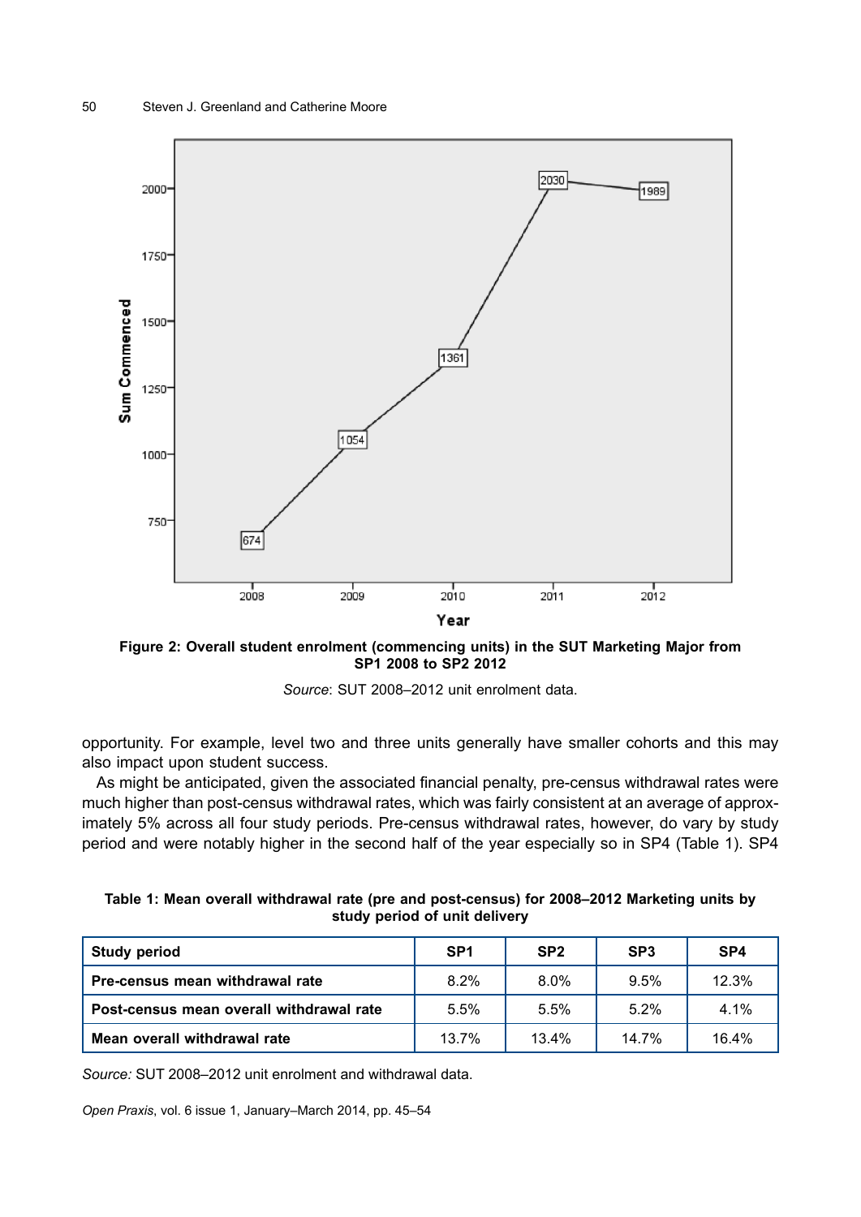**Figure 2: Overall student enrolment (commencing units) in the SUT Marketing Major from SP1 2008 to SP2 2012**

*Source*: SUT 2008–2012 unit enrolment data.

opportunity. For example, level two and three units generally have smaller cohorts and this may also impact upon student success.

As might be anticipated, given the associated financial penalty, pre-census withdrawal rates were much higher than post-census withdrawal rates, which was fairly consistent at an average of approximately 5% across all four study periods. Pre-census withdrawal rates, however, do vary by study period and were notably higher in the second half of the year especially so in SP4 (Table 1). SP4

**Table 1: Mean overall withdrawal rate (pre and post-census) for 2008–2012 Marketing units by study period of unit delivery**

| Study period | SP1 | SP2 | SP3 | SP4 |
|---|---|---|---|---|
| Pre-census mean withdrawal rate | 8.2% | 8.0% | 9.5% | 12.3% |
| Post-census mean overall withdrawal rate | 5.5% | 5.5% | 5.2% | 4.1% |
| Mean overall withdrawal rate | 13.7% | 13.4% | 14.7% | 16.4% |

*Source:* SUT 2008–2012 unit enrolment and withdrawal data.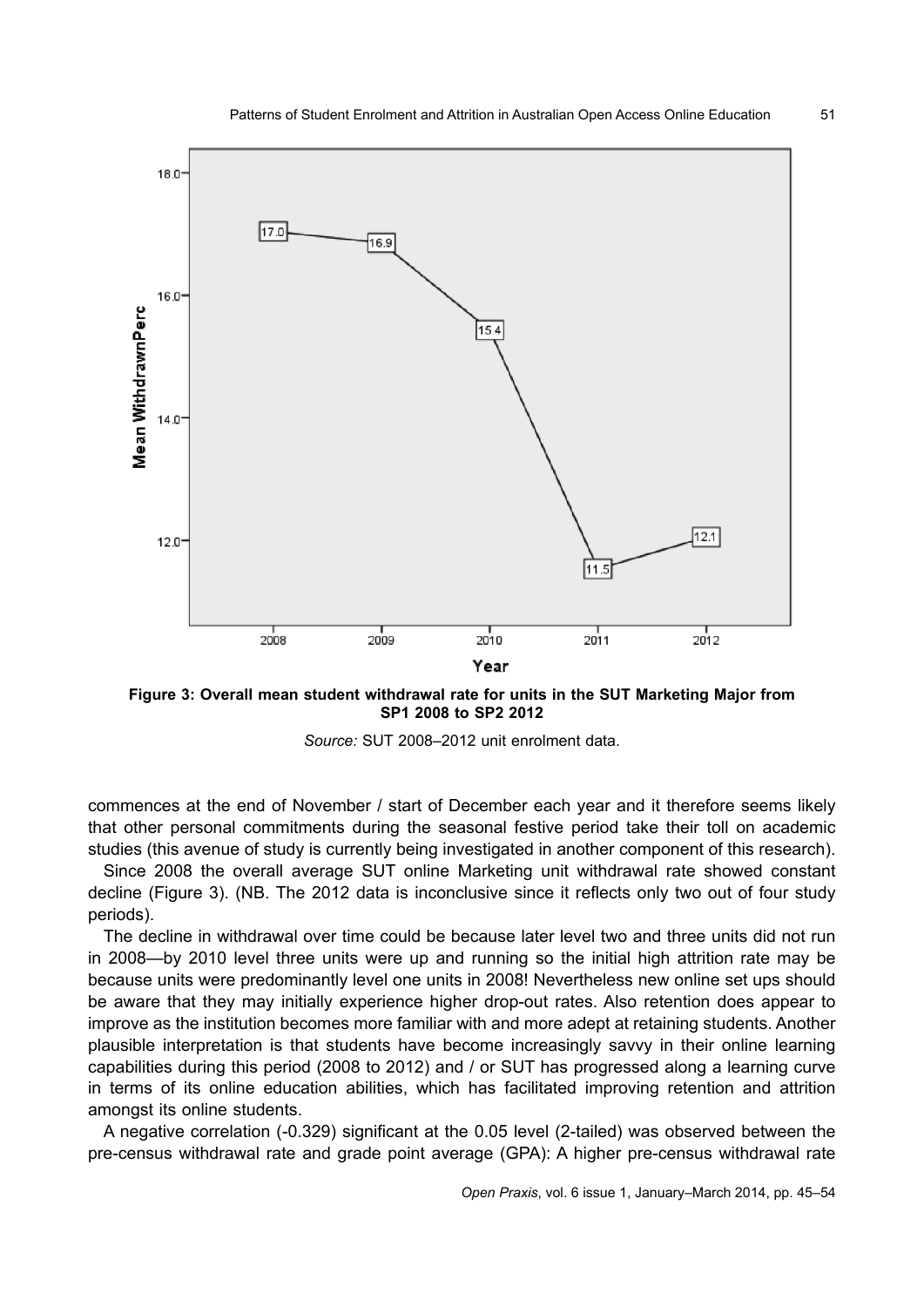**Figure 3: Overall mean student withdrawal rate for units in the SUT Marketing Major from SP1 2008 to SP2 2012**

*Source:* SUT 2008–2012 unit enrolment data.

commences at the end of November / start of December each year and it therefore seems likely that other personal commitments during the seasonal festive period take their toll on academic studies (this avenue of study is currently being investigated in another component of this research).

Since 2008 the overall average SUT online Marketing unit withdrawal rate showed constant decline (Figure 3). (NB. The 2012 data is inconclusive since it reflects only two out of four study periods).

The decline in withdrawal over time could be because later level two and three units did not run in 2008—by 2010 level three units were up and running so the initial high attrition rate may be because units were predominantly level one units in 2008! Nevertheless new online set ups should be aware that they may initially experience higher drop-out rates. Also retention does appear to improve as the institution becomes more familiar with and more adept at retaining students. Another plausible interpretation is that students have become increasingly savvy in their online learning capabilities during this period (2008 to 2012) and / or SUT has progressed along a learning curve in terms of its online education abilities, which has facilitated improving retention and attrition amongst its online students.

A negative correlation (-0.329) significant at the 0.05 level (2-tailed) was observed between the pre-census withdrawal rate and grade point average (GPA): A higher pre-census withdrawal rate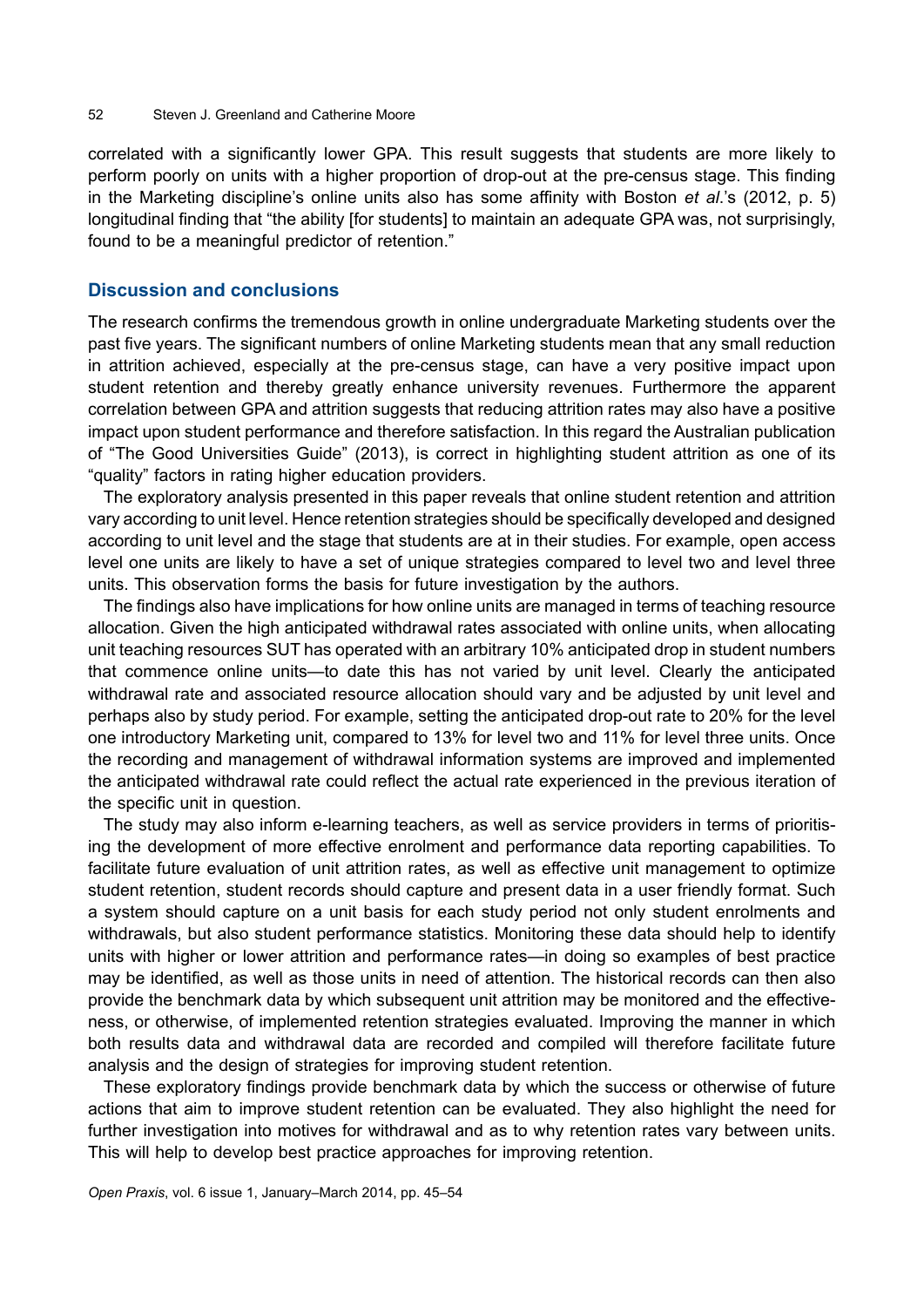correlated with a significantly lower GPA. This result suggests that students are more likely to perform poorly on units with a higher proportion of drop-out at the pre-census stage. This finding in the Marketing discipline's online units also has some affinity with Boston *et al*.'s (2012, p. 5) longitudinal finding that "the ability [for students] to maintain an adequate GPA was, not surprisingly, found to be a meaningful predictor of retention."

## Discussion and conclusions

The research confirms the tremendous growth in online undergraduate Marketing students over the past five years. The significant numbers of online Marketing students mean that any small reduction in attrition achieved, especially at the pre-census stage, can have a very positive impact upon student retention and thereby greatly enhance university revenues. Furthermore the apparent correlation between GPA and attrition suggests that reducing attrition rates may also have a positive impact upon student performance and therefore satisfaction. In this regard the Australian publication of "The Good Universities Guide" (2013), is correct in highlighting student attrition as one of its "quality" factors in rating higher education providers.

The exploratory analysis presented in this paper reveals that online student retention and attrition vary according to unit level. Hence retention strategies should be specifically developed and designed according to unit level and the stage that students are at in their studies. For example, open access level one units are likely to have a set of unique strategies compared to level two and level three units. This observation forms the basis for future investigation by the authors.

The findings also have implications for how online units are managed in terms of teaching resource allocation. Given the high anticipated withdrawal rates associated with online units, when allocating unit teaching resources SUT has operated with an arbitrary 10% anticipated drop in student numbers that commence online units—to date this has not varied by unit level. Clearly the anticipated withdrawal rate and associated resource allocation should vary and be adjusted by unit level and perhaps also by study period. For example, setting the anticipated drop-out rate to 20% for the level one introductory Marketing unit, compared to 13% for level two and 11% for level three units. Once the recording and management of withdrawal information systems are improved and implemented the anticipated withdrawal rate could reflect the actual rate experienced in the previous iteration of the specific unit in question.

The study may also inform e-learning teachers, as well as service providers in terms of prioritising the development of more effective enrolment and performance data reporting capabilities. To facilitate future evaluation of unit attrition rates, as well as effective unit management to optimize student retention, student records should capture and present data in a user friendly format. Such a system should capture on a unit basis for each study period not only student enrolments and withdrawals, but also student performance statistics. Monitoring these data should help to identify units with higher or lower attrition and performance rates—in doing so examples of best practice may be identified, as well as those units in need of attention. The historical records can then also provide the benchmark data by which subsequent unit attrition may be monitored and the effectiveness, or otherwise, of implemented retention strategies evaluated. Improving the manner in which both results data and withdrawal data are recorded and compiled will therefore facilitate future analysis and the design of strategies for improving student retention.

These exploratory findings provide benchmark data by which the success or otherwise of future actions that aim to improve student retention can be evaluated. They also highlight the need for further investigation into motives for withdrawal and as to why retention rates vary between units. This will help to develop best practice approaches for improving retention.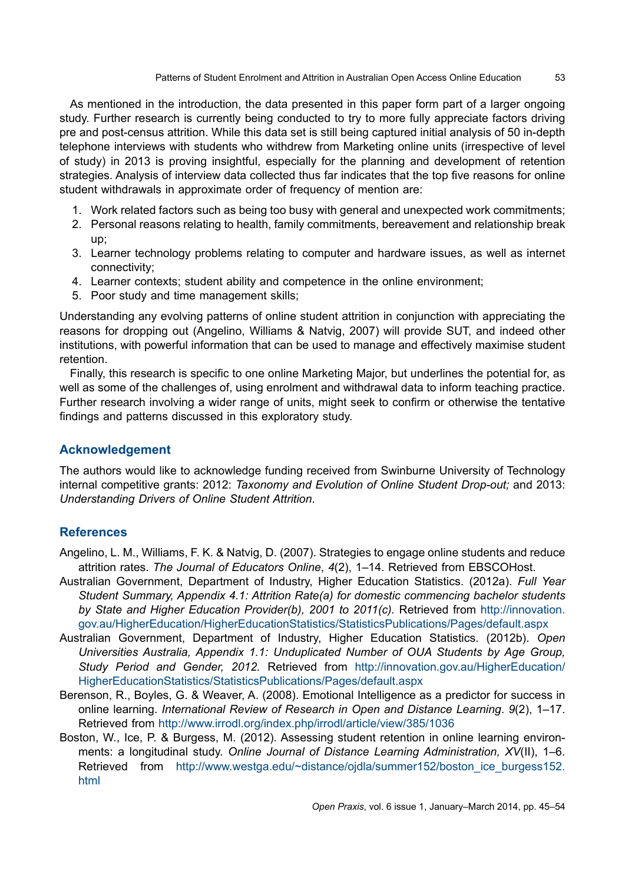As mentioned in the introduction, the data presented in this paper form part of a larger ongoing study. Further research is currently being conducted to try to more fully appreciate factors driving pre and post-census attrition. While this data set is still being captured initial analysis of 50 in-depth telephone interviews with students who withdrew from Marketing online units (irrespective of level of study) in 2013 is proving insightful, especially for the planning and development of retention strategies. Analysis of interview data collected thus far indicates that the top five reasons for online student withdrawals in approximate order of frequency of mention are:

1. Work related factors such as being too busy with general and unexpected work commitments;
2. Personal reasons relating to health, family commitments, bereavement and relationship break up;
3. Learner technology problems relating to computer and hardware issues, as well as internet connectivity;
4. Learner contexts; student ability and competence in the online environment;
5. Poor study and time management skills;

Understanding any evolving patterns of online student attrition in conjunction with appreciating the reasons for dropping out (Angelino, Williams & Natvig, 2007) will provide SUT, and indeed other institutions, with powerful information that can be used to manage and effectively maximise student retention.

Finally, this research is specific to one online Marketing Major, but underlines the potential for, as well as some of the challenges of, using enrolment and withdrawal data to inform teaching practice. Further research involving a wider range of units, might seek to confirm or otherwise the tentative findings and patterns discussed in this exploratory study.

## Acknowledgement

The authors would like to acknowledge funding received from Swinburne University of Technology internal competitive grants: 2012: *Taxonomy and Evolution of Online Student Drop-out;* and 2013: *Understanding Drivers of Online Student Attrition*.

## References

Angelino, L. M., Williams, F. K. & Natvig, D. (2007). Strategies to engage online students and reduce attrition rates. *The Journal of Educators Online*, *4*(2), 1–14. Retrieved from EBSCOHost.

Australian Government, Department of Industry, Higher Education Statistics. (2012a). *Full Year Student Summary, Appendix 4.1: Attrition Rate(a) for domestic commencing bachelor students by State and Higher Education Provider(b), 2001 to 2011(c).* Retrieved from http://innovation.gov.au/HigherEducation/HigherEducationStatistics/StatisticsPublications/Pages/default.aspx

Australian Government, Department of Industry, Higher Education Statistics. (2012b). *Open Universities Australia, Appendix 1.1: Unduplicated Number of OUA Students by Age Group, Study Period and Gender, 2012.* Retrieved from http://innovation.gov.au/HigherEducation/HigherEducationStatistics/StatisticsPublications/Pages/default.aspx

Berenson, R., Boyles, G. & Weaver, A. (2008). Emotional Intelligence as a predictor for success in online learning. *International Review of Research in Open and Distance Learning*. *9*(2), 1–17. Retrieved from http://www.irrodl.org/index.php/irrodl/article/view/385/1036

Boston, W., Ice, P. & Burgess, M. (2012). Assessing student retention in online learning environments: a longitudinal study. *Online Journal of Distance Learning Administration, XV*(II), 1–6. Retrieved from http://www.westga.edu/~distance/ojdla/summer152/boston_ice_burgess152.html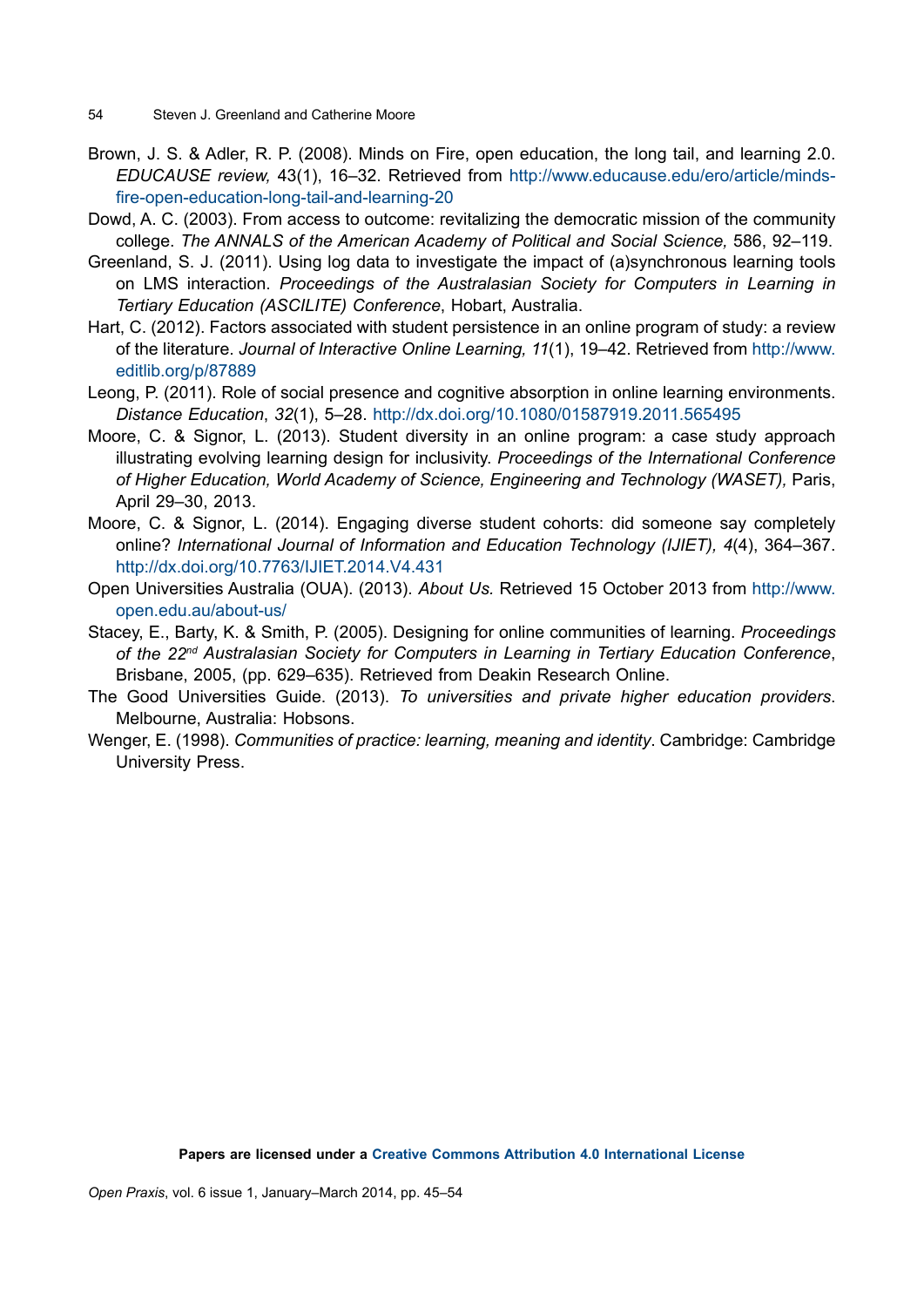Brown, J. S. & Adler, R. P. (2008). Minds on Fire, open education, the long tail, and learning 2.0. *EDUCAUSE review,* 43(1), 16–32. Retrieved from http://www.educause.edu/ero/article/minds-fire-open-education-long-tail-and-learning-20

Dowd, A. C. (2003). From access to outcome: revitalizing the democratic mission of the community college. *The ANNALS of the American Academy of Political and Social Science,* 586, 92–119.

Greenland, S. J. (2011). Using log data to investigate the impact of (a)synchronous learning tools on LMS interaction. *Proceedings of the Australasian Society for Computers in Learning in Tertiary Education (ASCILITE) Conference*, Hobart, Australia.

Hart, C. (2012). Factors associated with student persistence in an online program of study: a review of the literature. *Journal of Interactive Online Learning, 11*(1), 19–42. Retrieved from http://www.editlib.org/p/87889

Leong, P. (2011). Role of social presence and cognitive absorption in online learning environments. *Distance Education*, *32*(1), 5–28. http://dx.doi.org/10.1080/01587919.2011.565495

Moore, C. & Signor, L. (2013). Student diversity in an online program: a case study approach illustrating evolving learning design for inclusivity. *Proceedings of the International Conference of Higher Education, World Academy of Science, Engineering and Technology (WASET),* Paris, April 29–30, 2013.

Moore, C. & Signor, L. (2014). Engaging diverse student cohorts: did someone say completely online? *International Journal of Information and Education Technology (IJIET), 4*(4), 364–367. http://dx.doi.org/10.7763/IJIET.2014.V4.431

Open Universities Australia (OUA). (2013). *About Us.* Retrieved 15 October 2013 from http://www.open.edu.au/about-us/

Stacey, E., Barty, K. & Smith, P. (2005). Designing for online communities of learning. *Proceedings of the 22nd Australasian Society for Computers in Learning in Tertiary Education Conference*, Brisbane, 2005, (pp. 629–635). Retrieved from Deakin Research Online.

The Good Universities Guide. (2013). *To universities and private higher education providers*. Melbourne, Australia: Hobsons.

Wenger, E. (1998). *Communities of practice: learning, meaning and identity*. Cambridge: Cambridge University Press.

**Papers are licensed under a Creative Commons Attribution 4.0 International License**